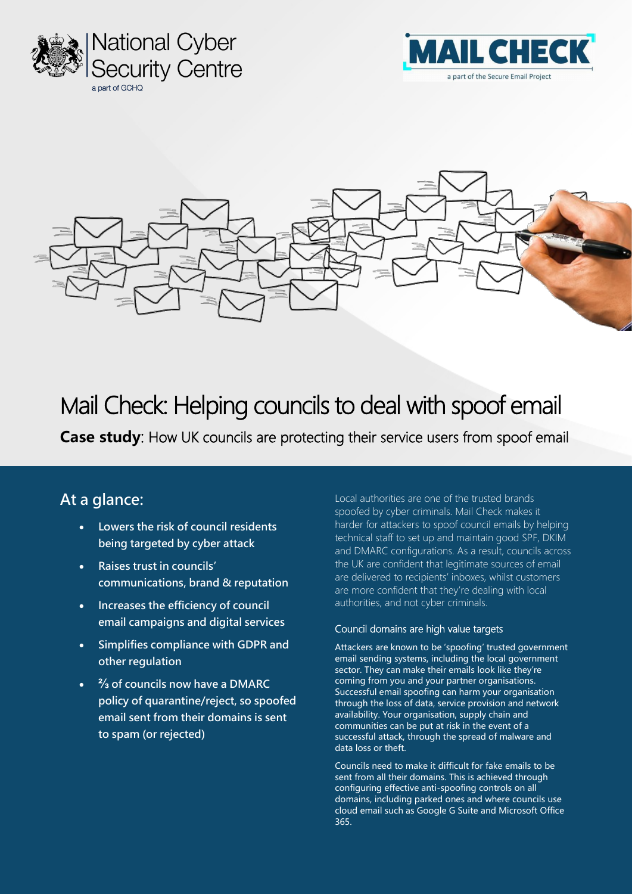National Cyber Security Centre
a part of GCHQ

MAIL CHECK
a part of the Secure Email Project

# Mail Check: Helping councils to deal with spoof email

**Case study**: How UK councils are protecting their service users from spoof email

## At a glance:

- Lowers the risk of council residents being targeted by cyber attack
- Raises trust in councils' communications, brand & reputation
- Increases the efficiency of council email campaigns and digital services
- Simplifies compliance with GDPR and other regulation
- ⅔ of councils now have a DMARC policy of quarantine/reject, so spoofed email sent from their domains is sent to spam (or rejected)

Local authorities are one of the trusted brands spoofed by cyber criminals. Mail Check makes it harder for attackers to spoof council emails by helping technical staff to set up and maintain good SPF, DKIM and DMARC configurations. As a result, councils across the UK are confident that legitimate sources of email are delivered to recipients' inboxes, whilst customers are more confident that they're dealing with local authorities, and not cyber criminals.

### Council domains are high value targets

Attackers are known to be 'spoofing' trusted government email sending systems, including the local government sector. They can make their emails look like they're coming from you and your partner organisations. Successful email spoofing can harm your organisation through the loss of data, service provision and network availability. Your organisation, supply chain and communities can be put at risk in the event of a successful attack, through the spread of malware and data loss or theft.

Councils need to make it difficult for fake emails to be sent from all their domains. This is achieved through configuring effective anti-spoofing controls on all domains, including parked ones and where councils use cloud email such as Google G Suite and Microsoft Office 365.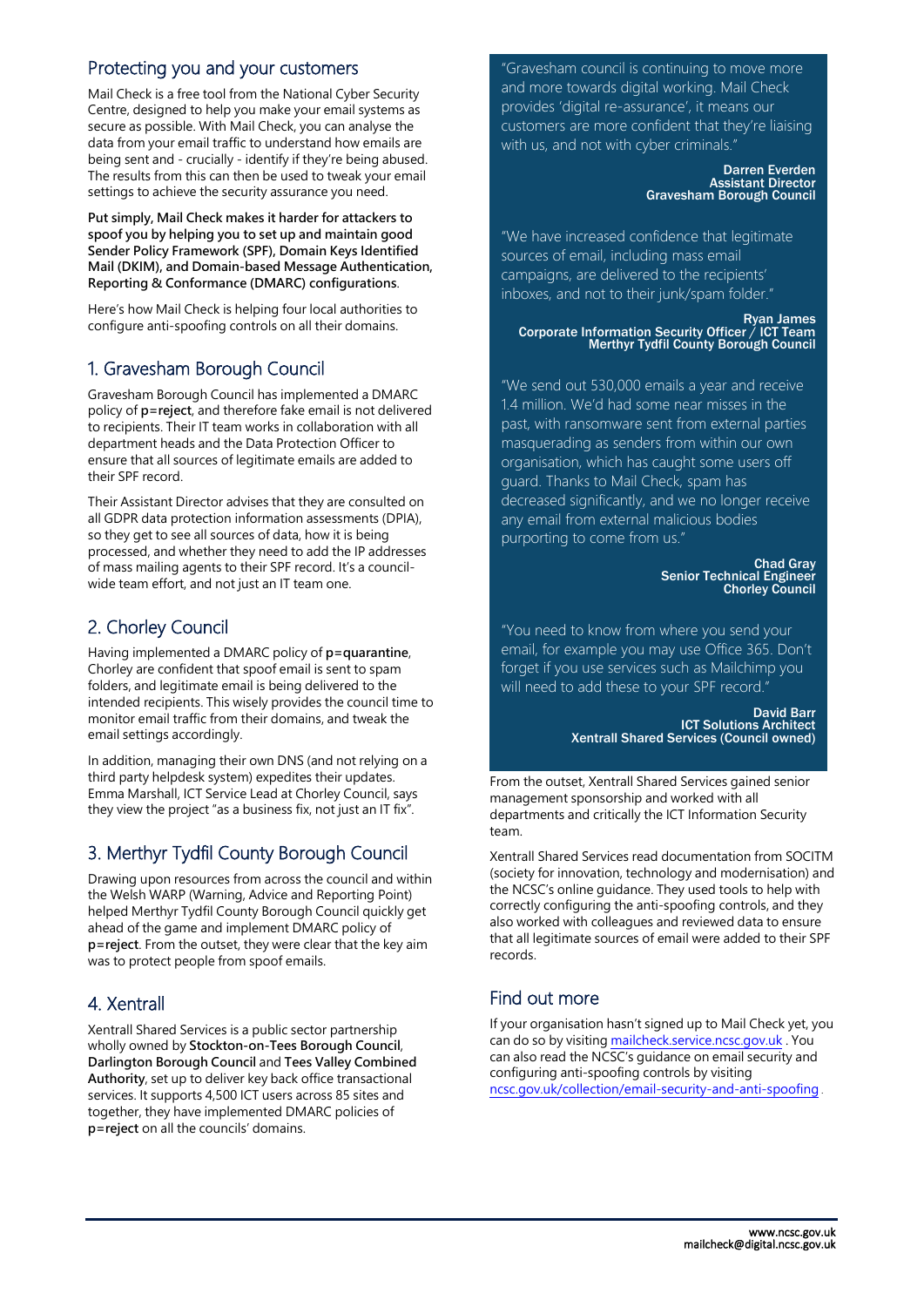## Protecting you and your customers

Mail Check is a free tool from the National Cyber Security Centre, designed to help you make your email systems as secure as possible. With Mail Check, you can analyse the data from your email traffic to understand how emails are being sent and - crucially - identify if they're being abused. The results from this can then be used to tweak your email settings to achieve the security assurance you need.

**Put simply, Mail Check makes it harder for attackers to spoof you by helping you to set up and maintain good Sender Policy Framework (SPF), Domain Keys Identified Mail (DKIM), and Domain-based Message Authentication, Reporting & Conformance (DMARC) configurations**.

Here's how Mail Check is helping four local authorities to configure anti-spoofing controls on all their domains.

## 1. Gravesham Borough Council

Gravesham Borough Council has implemented a DMARC policy of **p=reject**, and therefore fake email is not delivered to recipients. Their IT team works in collaboration with all department heads and the Data Protection Officer to ensure that all sources of legitimate emails are added to their SPF record.

Their Assistant Director advises that they are consulted on all GDPR data protection information assessments (DPIA), so they get to see all sources of data, how it is being processed, and whether they need to add the IP addresses of mass mailing agents to their SPF record. It's a council-wide team effort, and not just an IT team one.

## 2. Chorley Council

Having implemented a DMARC policy of **p=quarantine**, Chorley are confident that spoof email is sent to spam folders, and legitimate email is being delivered to the intended recipients. This wisely provides the council time to monitor email traffic from their domains, and tweak the email settings accordingly.

In addition, managing their own DNS (and not relying on a third party helpdesk system) expedites their updates. Emma Marshall, ICT Service Lead at Chorley Council, says they view the project "as a business fix, not just an IT fix".

## 3. Merthyr Tydfil County Borough Council

Drawing upon resources from across the council and within the Welsh WARP (Warning, Advice and Reporting Point) helped Merthyr Tydfil County Borough Council quickly get ahead of the game and implement DMARC policy of **p=reject**. From the outset, they were clear that the key aim was to protect people from spoof emails.

## 4. Xentrall

Xentrall Shared Services is a public sector partnership wholly owned by **Stockton-on-Tees Borough Council**, **Darlington Borough Council** and **Tees Valley Combined Authority**, set up to deliver key back office transactional services. It supports 4,500 ICT users across 85 sites and together, they have implemented DMARC policies of **p=reject** on all the councils' domains.

"Gravesham council is continuing to move more and more towards digital working. Mail Check provides 'digital re-assurance', it means our customers are more confident that they're liaising with us, and not with cyber criminals."

**Darren Everden**
**Assistant Director**
**Gravesham Borough Council**

"We have increased confidence that legitimate sources of email, including mass email campaigns, are delivered to the recipients' inboxes, and not to their junk/spam folder."

**Ryan James**
**Corporate Information Security Officer / ICT Team**
**Merthyr Tydfil County Borough Council**

"We send out 530,000 emails a year and receive 1.4 million. We'd had some near misses in the past, with ransomware sent from external parties masquerading as senders from within our own organisation, which has caught some users off guard. Thanks to Mail Check, spam has decreased significantly, and we no longer receive any email from external malicious bodies purporting to come from us."

**Chad Gray**
**Senior Technical Engineer**
**Chorley Council**

"You need to know from where you send your email, for example you may use Office 365. Don't forget if you use services such as Mailchimp you will need to add these to your SPF record."

**David Barr**
**ICT Solutions Architect**
**Xentrall Shared Services (Council owned)**

From the outset, Xentrall Shared Services gained senior management sponsorship and worked with all departments and critically the ICT Information Security team.

Xentrall Shared Services read documentation from SOCITM (society for innovation, technology and modernisation) and the NCSC's online guidance. They used tools to help with correctly configuring the anti-spoofing controls, and they also worked with colleagues and reviewed data to ensure that all legitimate sources of email were added to their SPF records.

## Find out more

If your organisation hasn't signed up to Mail Check yet, you can do so by visiting mailcheck.service.ncsc.gov.uk . You can also read the NCSC's guidance on email security and configuring anti-spoofing controls by visiting ncsc.gov.uk/collection/email-security-and-anti-spoofing.

www.ncsc.gov.uk
mailcheck@digital.ncsc.gov.uk